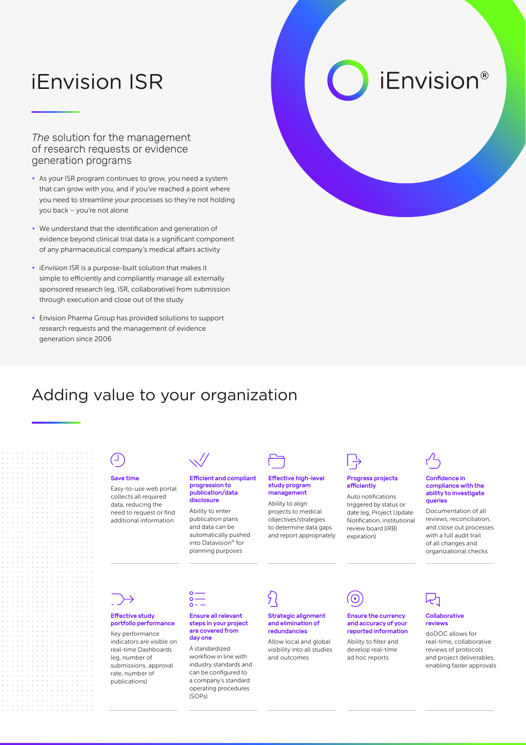# iEnvision ISR

*The* solution for the management of research requests or evidence generation programs

- As your ISR program continues to grow, you need a system that can grow with you, and if you've reached a point where you need to streamline your processes so they're not holding you back – you're not alone
- We understand that the identification and generation of evidence beyond clinical trial data is a significant component of any pharmaceutical company's medical affairs activity
- iEnvision ISR is a purpose-built solution that makes it simple to efficiently and compliantly manage all externally sponsored research (eg, ISR, collaborative) from submission through execution and close out of the study
- Envision Pharma Group has provided solutions to support research requests and the management of evidence generation since 2006

iEnvision®

## Adding value to your organization

**Save time**

Easy-to-use web portal collects all required data, reducing the need to request or find additional information

**Efficient and compliant progression to publication/data disclosure**

Ability to enter publication plans and data can be automatically pushed into Datavision® for planning purposes

**Effective high-level study program management**

Ability to align projects to medical objectives/strategies to determine data gaps and report appropriately

**Progress projects efficiently**

Auto notifications triggered by status or date (eg, Project Update Notification, institutional review board [IRB] expiration)

**Confidence in compliance with the ability to investigate queries**

Documentation of all reviews, reconciliation, and close out processes with a full audit trail of all changes and organizational checks

**Effective study portfolio performance**

Key performance indicators are visible on real-time Dashboards (eg, number of submissions, approval rate, number of publications)

**Ensure all relevant steps in your project are covered from day one**

A standardized workflow in line with industry standards and can be configured to a company's standard operating procedures (SOPs)

**Strategic alignment and elimination of redundancies**

Allow local and global visibility into all studies and outcomes

**Ensure the currency and accuracy of your reported information**

Ability to filter and develop real-time ad hoc reports

**Collaborative reviews**

doDOC allows for real-time, collaborative reviews of protocols and project deliverables, enabling faster approvals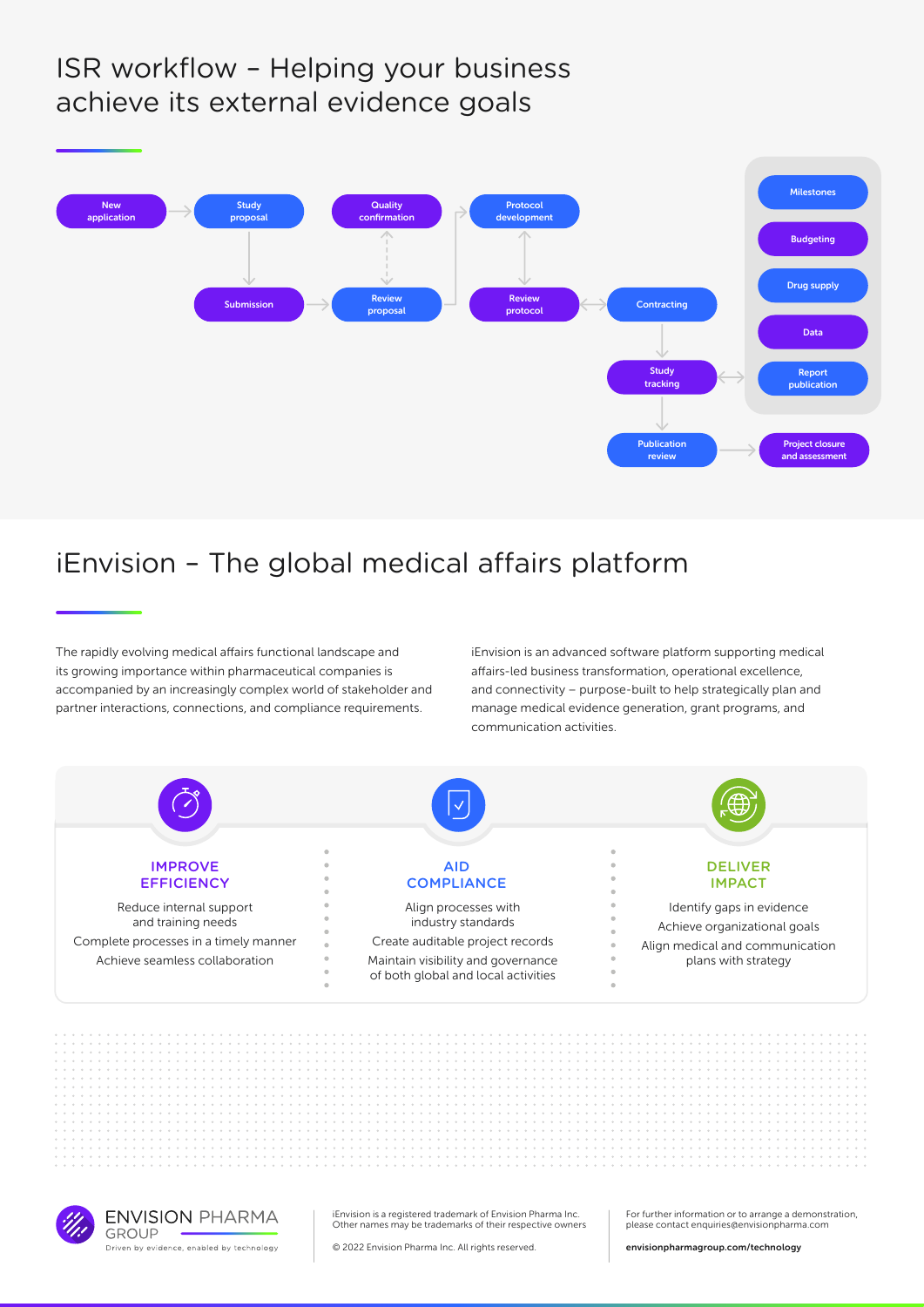# ISR workflow – Helping your business achieve its external evidence goals

New application

Study proposal

Submission

Quality confirmation

Review proposal

Protocol development

Review protocol

Contracting

Study tracking

Publication review

Project closure and assessment

Milestones

Budgeting

Drug supply

Data

Report publication

# iEnvision – The global medical affairs platform

The rapidly evolving medical affairs functional landscape and its growing importance within pharmaceutical companies is accompanied by an increasingly complex world of stakeholder and partner interactions, connections, and compliance requirements.

iEnvision is an advanced software platform supporting medical affairs-led business transformation, operational excellence, and connectivity – purpose-built to help strategically plan and manage medical evidence generation, grant programs, and communication activities.

### IMPROVE EFFICIENCY

Reduce internal support and training needs

Complete processes in a timely manner

Achieve seamless collaboration

### AID COMPLIANCE

Align processes with industry standards

Create auditable project records

Maintain visibility and governance of both global and local activities

### DELIVER IMPACT

Identify gaps in evidence

Achieve organizational goals

Align medical and communication plans with strategy

ENVISION PHARMA GROUP

Driven by evidence, enabled by technology

iEnvision is a registered trademark of Envision Pharma Inc. Other names may be trademarks of their respective owners

© 2022 Envision Pharma Inc. All rights reserved.

For further information or to arrange a demonstration, please contact enquiries@envisionpharma.com

**envisionpharmagroup.com/technology**